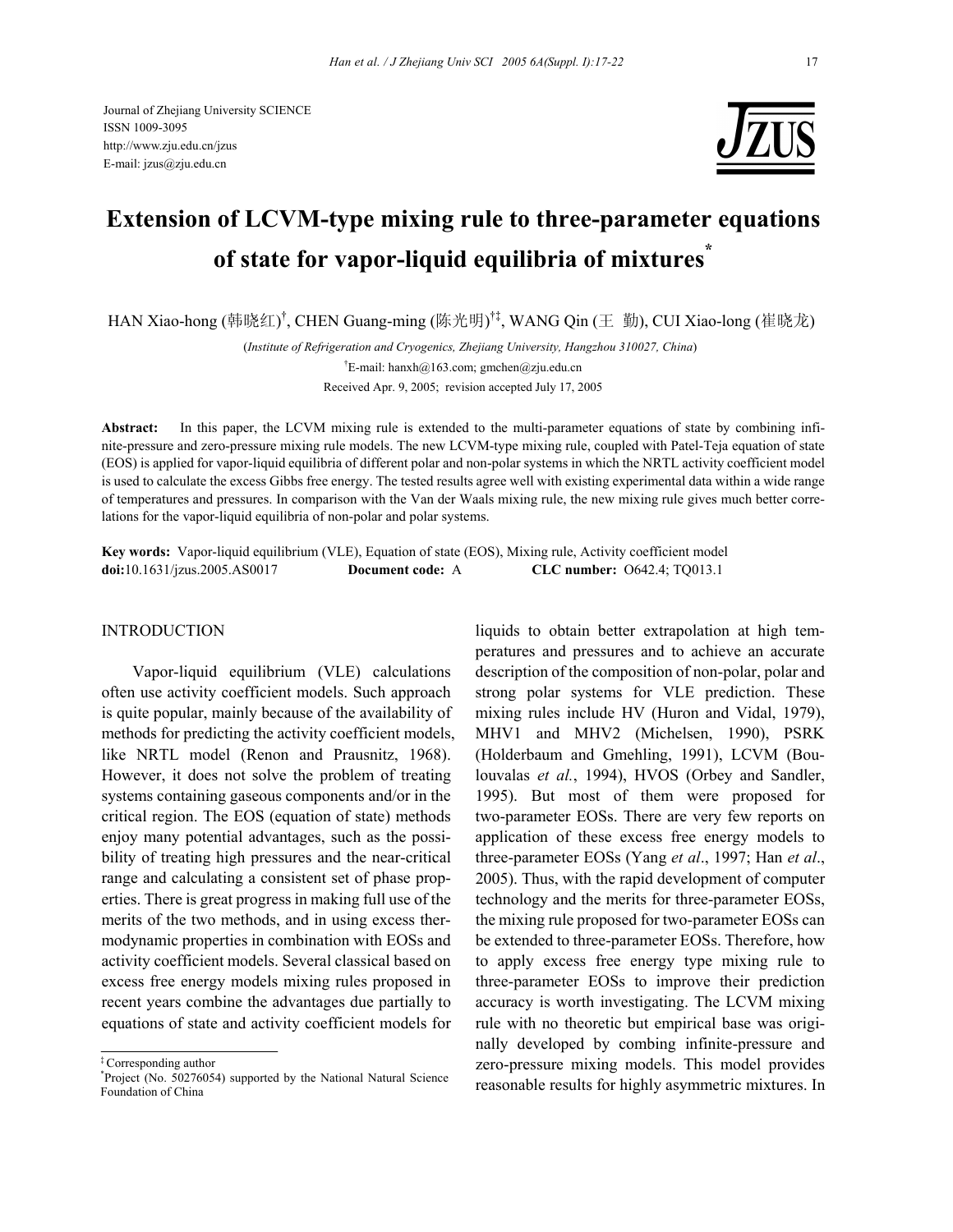Journal of Zhejiang University SCIENCE
ISSN 1009-3095
http://www.zju.edu.cn/jzus
E-mail: jzus@zju.edu.cn

# Extension of LCVM-type mixing rule to three-parameter equations of state for vapor-liquid equilibria of mixtures*

HAN Xiao-hong (韩晓红)[†], CHEN Guang-ming (陈光明)[†‡], WANG Qin (王 勤), CUI Xiao-long (崔晓龙)

(*Institute of Refrigeration and Cryogenics, Zhejiang University, Hangzhou 310027, China*)

[†]E-mail: hanxh@163.com; gmchen@zju.edu.cn

Received Apr. 9, 2005; revision accepted July 17, 2005

**Abstract:** In this paper, the LCVM mixing rule is extended to the multi-parameter equations of state by combining infinite-pressure and zero-pressure mixing rule models. The new LCVM-type mixing rule, coupled with Patel-Teja equation of state (EOS) is applied for vapor-liquid equilibria of different polar and non-polar systems in which the NRTL activity coefficient model is used to calculate the excess Gibbs free energy. The tested results agree well with existing experimental data within a wide range of temperatures and pressures. In comparison with the Van der Waals mixing rule, the new mixing rule gives much better correlations for the vapor-liquid equilibria of non-polar and polar systems.

**Key words:** Vapor-liquid equilibrium (VLE), Equation of state (EOS), Mixing rule, Activity coefficient model
**doi:**10.1631/jzus.2005.AS0017 **Document code:** A **CLC number:** O642.4; TQ013.1

## INTRODUCTION

Vapor-liquid equilibrium (VLE) calculations often use activity coefficient models. Such approach is quite popular, mainly because of the availability of methods for predicting the activity coefficient models, like NRTL model (Renon and Prausnitz, 1968). However, it does not solve the problem of treating systems containing gaseous components and/or in the critical region. The EOS (equation of state) methods enjoy many potential advantages, such as the possibility of treating high pressures and the near-critical range and calculating a consistent set of phase properties. There is great progress in making full use of the merits of the two methods, and in using excess thermodynamic properties in combination with EOSs and activity coefficient models. Several classical based on excess free energy models mixing rules proposed in recent years combine the advantages due partially to equations of state and activity coefficient models for liquids to obtain better extrapolation at high temperatures and pressures and to achieve an accurate description of the composition of non-polar, polar and strong polar systems for VLE prediction. These mixing rules include HV (Huron and Vidal, 1979), MHV1 and MHV2 (Michelsen, 1990), PSRK (Holderbaum and Gmehling, 1991), LCVM (Boulouvalas *et al.*, 1994), HVOS (Orbey and Sandler, 1995). But most of them were proposed for two-parameter EOSs. There are very few reports on application of these excess free energy models to three-parameter EOSs (Yang *et al*., 1997; Han *et al*., 2005). Thus, with the rapid development of computer technology and the merits for three-parameter EOSs, the mixing rule proposed for two-parameter EOSs can be extended to three-parameter EOSs. Therefore, how to apply excess free energy type mixing rule to three-parameter EOSs to improve their prediction accuracy is worth investigating. The LCVM mixing rule with no theoretic but empirical base was originally developed by combing infinite-pressure and zero-pressure mixing models. This model provides reasonable results for highly asymmetric mixtures. In

‡ Corresponding author
*Project (No. 50276054) supported by the National Natural Science Foundation of China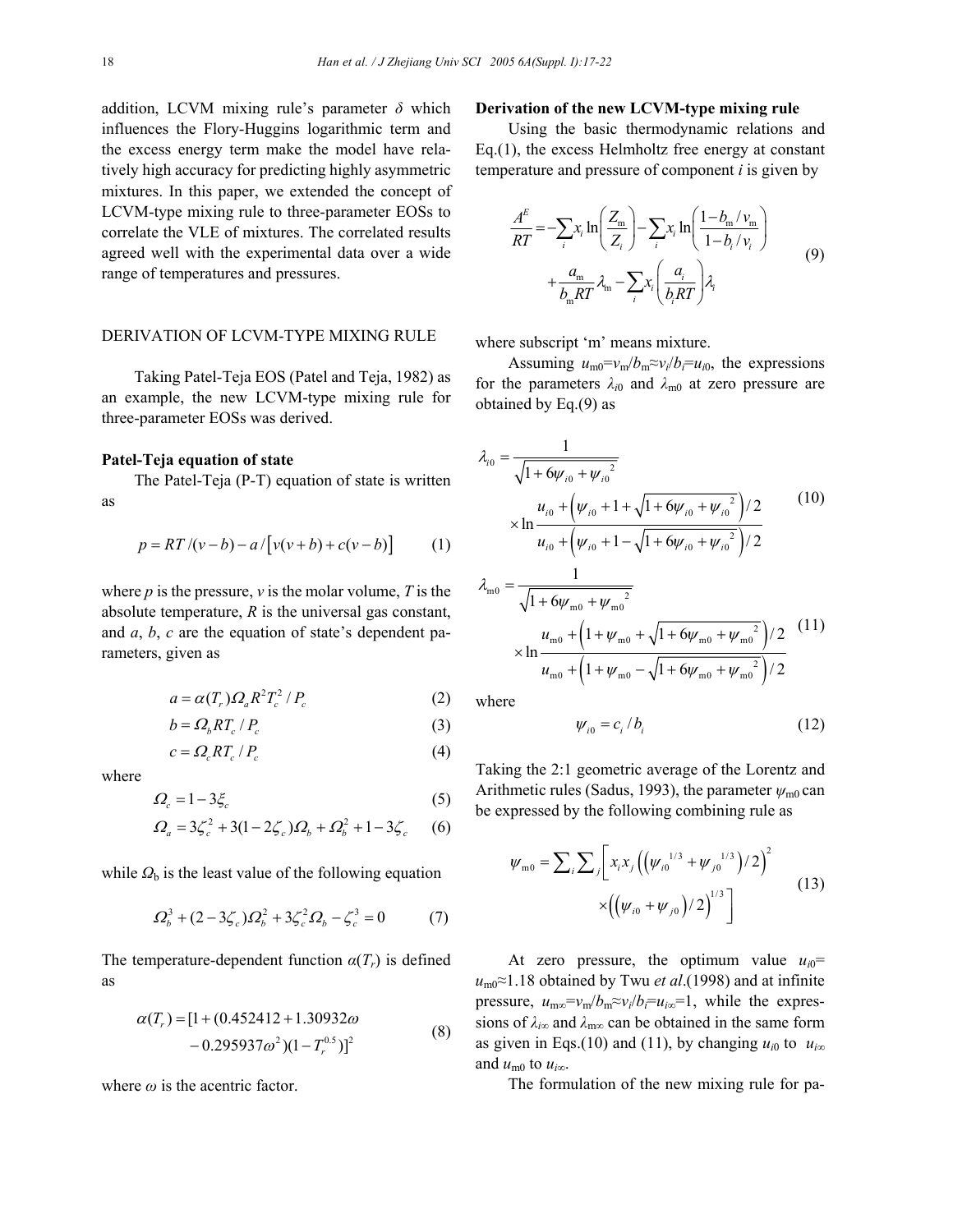addition, LCVM mixing rule's parameter $\delta$ which influences the Flory-Huggins logarithmic term and the excess energy term make the model have relatively high accuracy for predicting highly asymmetric mixtures. In this paper, we extended the concept of LCVM-type mixing rule to three-parameter EOSs to correlate the VLE of mixtures. The correlated results agreed well with the experimental data over a wide range of temperatures and pressures.

## DERIVATION OF LCVM-TYPE MIXING RULE

Taking Patel-Teja EOS (Patel and Teja, 1982) as an example, the new LCVM-type mixing rule for three-parameter EOSs was derived.

### Patel-Teja equation of state

The Patel-Teja (P-T) equation of state is written as

$$p = RT/(v-b) - a/\left[v(v+b) + c(v-b)\right] \tag{1}$$

where $p$ is the pressure, $v$ is the molar volume, $T$ is the absolute temperature, $R$ is the universal gas constant, and $a$, $b$, $c$ are the equation of state's dependent parameters, given as

$$a = \alpha(T_r)\Omega_a R^2 T_c^2 / P_c \tag{2}$$

$$b = \Omega_b RT_c / P_c \tag{3}$$

$$c = \Omega_c RT_c / P_c \tag{4}$$

where

$$\Omega_c = 1 - 3\xi_c \tag{5}$$

$$\Omega_a = 3\zeta_c^2 + 3(1-2\zeta_c)\Omega_b + \Omega_b^2 + 1 - 3\zeta_c \tag{6}$$

while $\Omega_b$ is the least value of the following equation

$$\Omega_b^3 + (2-3\zeta_c)\Omega_b^2 + 3\zeta_c^2\Omega_b - \zeta_c^3 = 0 \tag{7}$$

The temperature-dependent function $\alpha(T_r)$ is defined as

$$\alpha(T_r) = [1 + (0.452412 + 1.30932\omega - 0.295937\omega^2)(1 - T_r^{0.5})]^2 \tag{8}$$

where $\omega$ is the acentric factor.

### Derivation of the new LCVM-type mixing rule

Using the basic thermodynamic relations and Eq.(1), the excess Helmholtz free energy at constant temperature and pressure of component $i$ is given by

$$\frac{A^E}{RT} = -\sum_i x_i \ln\left(\frac{Z_\mathrm{m}}{Z_i}\right) - \sum_i x_i \ln\left(\frac{1 - b_\mathrm{m}/v_\mathrm{m}}{1 - b_i/v_i}\right) + \frac{a_\mathrm{m}}{b_\mathrm{m}RT}\lambda_\mathrm{m} - \sum_i x_i\left(\frac{a_i}{b_iRT}\right)\lambda_i \tag{9}$$

where subscript 'm' means mixture.

Assuming $u_{\mathrm{m}0}=v_\mathrm{m}/b_\mathrm{m}\approx v_i/b_i=u_{i0}$, the expressions for the parameters $\lambda_{i0}$ and $\lambda_{\mathrm{m}0}$ at zero pressure are obtained by Eq.(9) as

$$\lambda_{i0} = \frac{1}{\sqrt{1 + 6\psi_{i0} + \psi_{i0}^2}} \times \ln\frac{u_{i0} + \left(\psi_{i0} + 1 + \sqrt{1 + 6\psi_{i0} + \psi_{i0}^2}\right)/2}{u_{i0} + \left(\psi_{i0} + 1 - \sqrt{1 + 6\psi_{i0} + \psi_{i0}^2}\right)/2} \tag{10}$$

$$\lambda_{\mathrm{m}0} = \frac{1}{\sqrt{1 + 6\psi_{\mathrm{m}0} + \psi_{\mathrm{m}0}^2}} \times \ln\frac{u_{\mathrm{m}0} + \left(1 + \psi_{\mathrm{m}0} + \sqrt{1 + 6\psi_{\mathrm{m}0} + \psi_{\mathrm{m}0}^2}\right)/2}{u_{\mathrm{m}0} + \left(1 + \psi_{\mathrm{m}0} - \sqrt{1 + 6\psi_{\mathrm{m}0} + \psi_{\mathrm{m}0}^2}\right)/2} \tag{11}$$

where

$$\psi_{i0} = c_i / b_i \tag{12}$$

Taking the 2:1 geometric average of the Lorentz and Arithmetic rules (Sadus, 1993), the parameter $\psi_{\mathrm{m}0}$ can be expressed by the following combining rule as

$$\psi_{\mathrm{m}0} = \sum_i\sum_j\left[x_i x_j\left(\left(\psi_{i0}^{1/3} + \psi_{j0}^{1/3}\right)/2\right)^2 \times \left(\left(\psi_{i0} + \psi_{j0}\right)/2\right)^{1/3}\right] \tag{13}$$

At zero pressure, the optimum value $u_{i0}=u_{\mathrm{m}0}\approx 1.18$ obtained by Twu *et al*.(1998) and at infinite pressure, $u_{\mathrm{m}\infty}=v_\mathrm{m}/b_\mathrm{m}\approx v_i/b_i=u_{i\infty}=1$, while the expressions of $\lambda_{i\infty}$ and $\lambda_{\mathrm{m}\infty}$ can be obtained in the same form as given in Eqs.(10) and (11), by changing $u_{i0}$ to $u_{i\infty}$ and $u_{\mathrm{m}0}$ to $u_{i\infty}$.

The formulation of the new mixing rule for pa-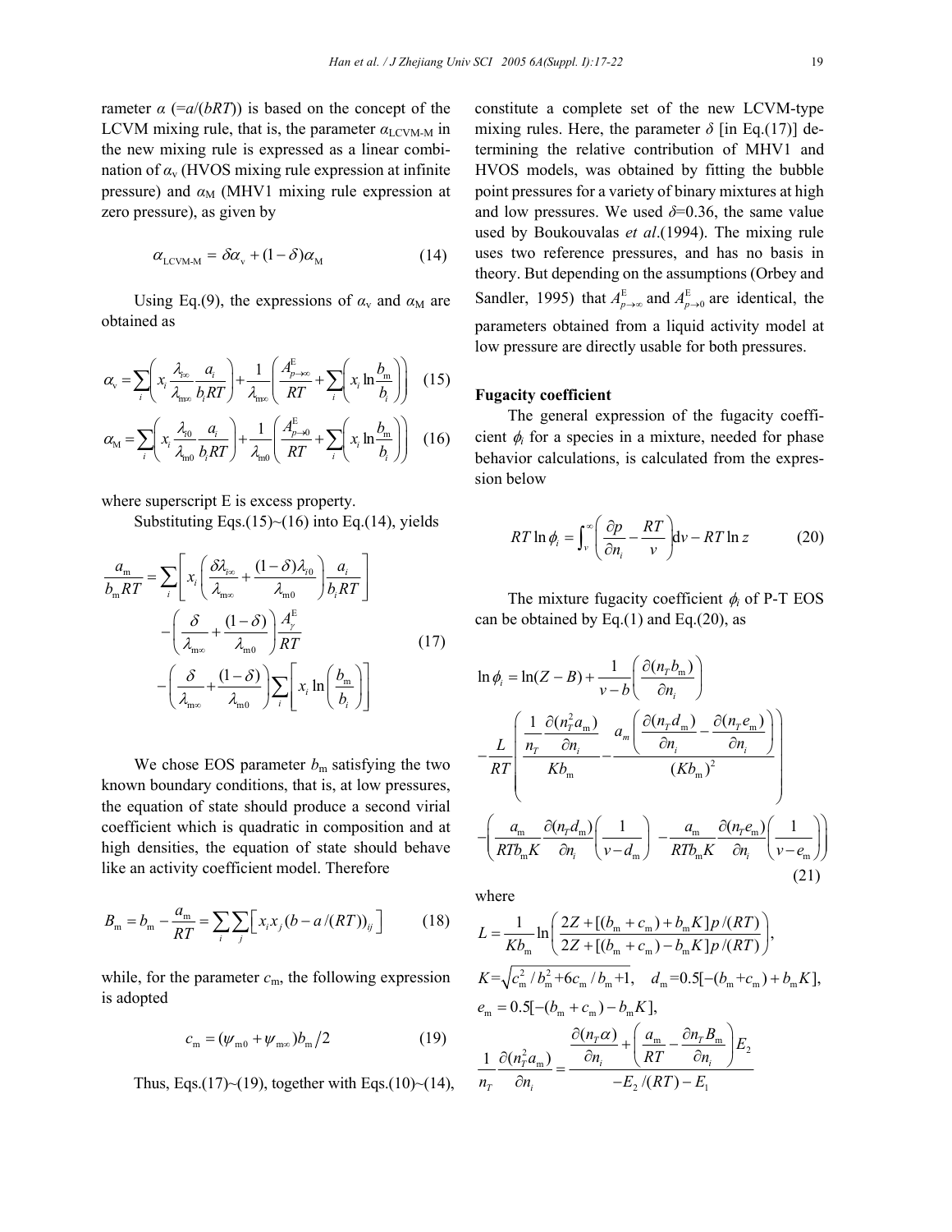rameter $\alpha$ (=$a/(bRT)$) is based on the concept of the LCVM mixing rule, that is, the parameter $\alpha_{\text{LCVM-M}}$ in the new mixing rule is expressed as a linear combination of $\alpha_{\text{v}}$ (HVOS mixing rule expression at infinite pressure) and $\alpha_{\text{M}}$ (MHV1 mixing rule expression at zero pressure), as given by

$$\alpha_{\text{LCVM-M}} = \delta\alpha_{\text{v}} + (1-\delta)\alpha_{\text{M}} \tag{14}$$

Using Eq.(9), the expressions of $\alpha_{\text{v}}$ and $\alpha_{\text{M}}$ are obtained as

$$\alpha_{\text{v}} = \sum_i \left( x_i \frac{\lambda_{i\infty}}{\lambda_{\text{m}\infty}} \frac{a_i}{b_i RT} \right) + \frac{1}{\lambda_{\text{m}\infty}} \left( \frac{A^{\text{E}}_{p\to\infty}}{RT} + \sum_i \left( x_i \ln \frac{b_{\text{m}}}{b_i} \right) \right) \tag{15}$$

$$\alpha_{\text{M}} = \sum_i \left( x_i \frac{\lambda_{i0}}{\lambda_{\text{m}0}} \frac{a_i}{b_i RT} \right) + \frac{1}{\lambda_{\text{m}0}} \left( \frac{A^{\text{E}}_{p\to 0}}{RT} + \sum_i \left( x_i \ln \frac{b_{\text{m}}}{b_i} \right) \right) \tag{16}$$

where superscript E is excess property.

Substituting Eqs.(15)~(16) into Eq.(14), yields

$$\begin{aligned} \frac{a_{\text{m}}}{b_{\text{m}} RT} = &\sum_i \left[ x_i \left( \frac{\delta\lambda_{i\infty}}{\lambda_{\text{m}\infty}} + \frac{(1-\delta)\lambda_{i0}}{\lambda_{\text{m}0}} \right) \frac{a_i}{b_i RT} \right] \\ &- \left( \frac{\delta}{\lambda_{\text{m}\infty}} + \frac{(1-\delta)}{\lambda_{\text{m}0}} \right) \frac{A^{\text{E}}_{\gamma}}{RT} \\ &- \left( \frac{\delta}{\lambda_{\text{m}\infty}} + \frac{(1-\delta)}{\lambda_{\text{m}0}} \right) \sum_i \left[ x_i \ln \left( \frac{b_{\text{m}}}{b_i} \right) \right] \end{aligned} \tag{17}$$

We chose EOS parameter $b_{\text{m}}$ satisfying the two known boundary conditions, that is, at low pressures, the equation of state should produce a second virial coefficient which is quadratic in composition and at high densities, the equation of state should behave like an activity coefficient model. Therefore

$$B_{\text{m}} = b_{\text{m}} - \frac{a_{\text{m}}}{RT} = \sum_i \sum_j \left[ x_i x_j \left( b - a/(RT) \right)_{ij} \right] \tag{18}$$

while, for the parameter $c_{\text{m}}$, the following expression is adopted

$$c_{\text{m}} = (\psi_{\text{m}0} + \psi_{\text{m}\infty}) b_{\text{m}} / 2 \tag{19}$$

Thus, Eqs.(17)~(19), together with Eqs.(10)~(14), constitute a complete set of the new LCVM-type mixing rules. Here, the parameter $\delta$ [in Eq.(17)] determining the relative contribution of MHV1 and HVOS models, was obtained by fitting the bubble point pressures for a variety of binary mixtures at high and low pressures. We used $\delta$=0.36, the same value used by Boukouvalas *et al*.(1994). The mixing rule uses two reference pressures, and has no basis in theory. But depending on the assumptions (Orbey and Sandler, 1995) that $A^{\text{E}}_{p\to\infty}$ and $A^{\text{E}}_{p\to 0}$ are identical, the parameters obtained from a liquid activity model at low pressure are directly usable for both pressures.

### Fugacity coefficient

The general expression of the fugacity coefficient $\phi_i$ for a species in a mixture, needed for phase behavior calculations, is calculated from the expression below

$$RT \ln \phi_i = \int_v^{\infty} \left( \frac{\partial p}{\partial n_i} - \frac{RT}{v} \right) \text{d}v - RT \ln z \tag{20}$$

The mixture fugacity coefficient $\phi_i$ of P-T EOS can be obtained by Eq.(1) and Eq.(20), as

$$\begin{aligned} \ln \phi_i = &\ln(Z-B) + \frac{1}{v-b} \left( \frac{\partial (n_T b_{\text{m}})}{\partial n_i} \right) \\ &- \frac{L}{RT} \left( \frac{ \frac{1}{n_T} \frac{\partial (n_T^2 a_{\text{m}})}{\partial n_i} }{K b_{\text{m}}} - \frac{ a_m \left( \frac{\partial (n_T d_{\text{m}})}{\partial n_i} - \frac{\partial (n_T e_{\text{m}})}{\partial n_i} \right) }{(K b_{\text{m}})^2} \right) \\ &- \left( \frac{a_{\text{m}}}{RT b_{\text{m}} K} \frac{\partial (n_T d_{\text{m}})}{\partial n_i} \left( \frac{1}{v - d_{\text{m}}} \right) - \frac{a_{\text{m}}}{RT b_{\text{m}} K} \frac{\partial (n_T e_{\text{m}})}{\partial n_i} \left( \frac{1}{v - e_{\text{m}}} \right) \right) \end{aligned} \tag{21}$$

where

$$L = \frac{1}{K b_{\text{m}}} \ln \left( \frac{2Z + [(b_{\text{m}} + c_{\text{m}}) + b_{\text{m}} K] p/(RT)}{2Z + [(b_{\text{m}} + c_{\text{m}}) - b_{\text{m}} K] p/(RT)} \right),$$

$$K = \sqrt{c_{\text{m}}^2 / b_{\text{m}}^2 + 6 c_{\text{m}} / b_{\text{m}} + 1}, \quad d_{\text{m}} = 0.5[-(b_{\text{m}} + c_{\text{m}}) + b_{\text{m}} K],$$

$$e_{\text{m}} = 0.5[-(b_{\text{m}} + c_{\text{m}}) - b_{\text{m}} K],$$

$$\frac{1}{n_T} \frac{\partial (n_T^2 a_{\text{m}})}{\partial n_i} = \frac{ \frac{\partial (n_T \alpha)}{\partial n_i} + \left( \frac{a_{\text{m}}}{RT} - \frac{\partial n_T B_{\text{m}}}{\partial n_i} \right) E_2 }{ -E_2/(RT) - E_1 }$$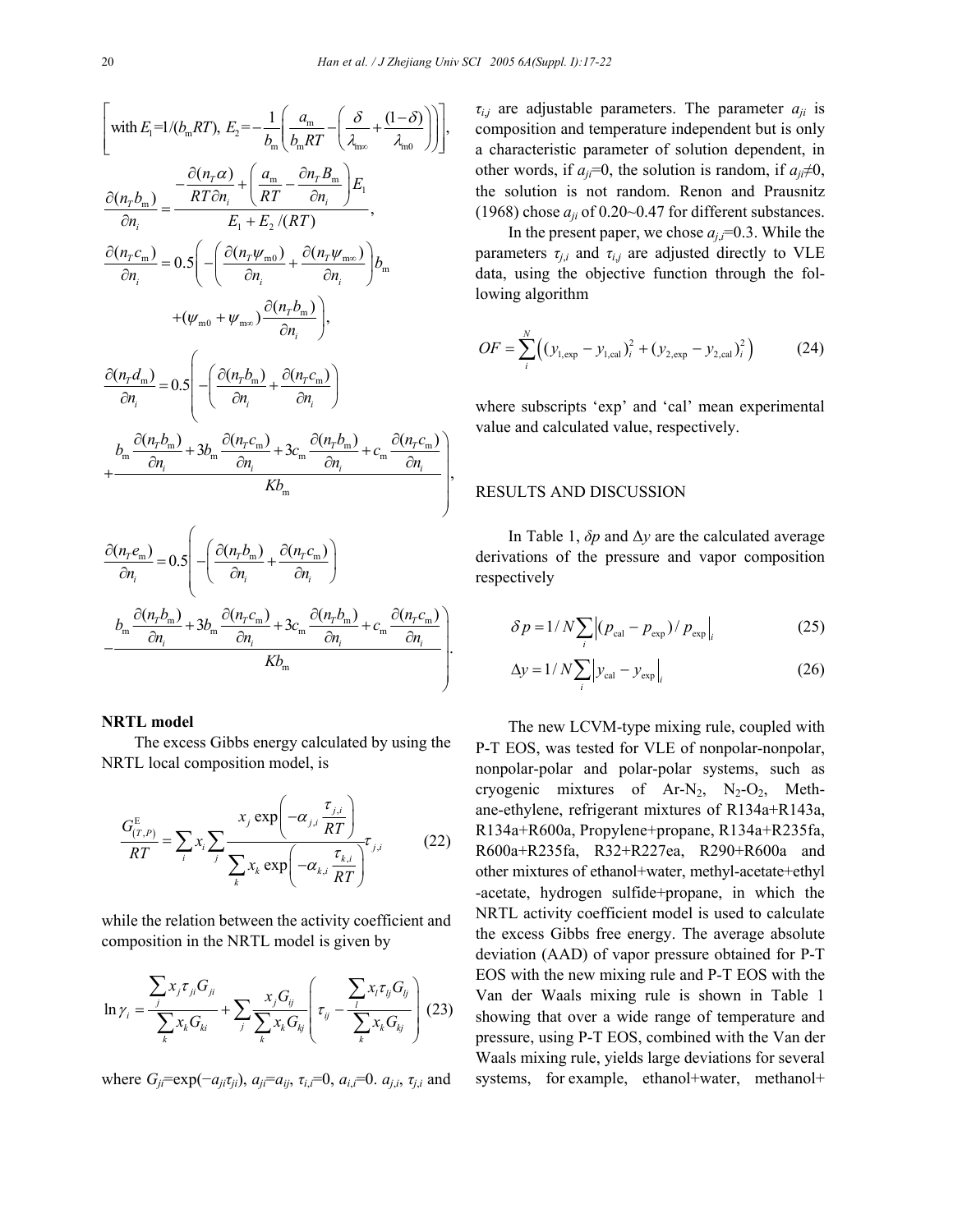$$\left[\text{with } E_1=1/(b_\mathrm{m}RT),\ E_2=-\frac{1}{b_\mathrm{m}}\left(\frac{a_\mathrm{m}}{b_\mathrm{m}RT}-\left(\frac{\delta}{\lambda_{\mathrm{m}\infty}}+\frac{(1-\delta)}{\lambda_{\mathrm{m}0}}\right)\right)\right],$$

$$\frac{\partial(n_T b_\mathrm{m})}{\partial n_i}=\frac{-\dfrac{\partial(n_T\alpha)}{RT\partial n_i}+\left(\dfrac{a_\mathrm{m}}{RT}-\dfrac{\partial n_T B_\mathrm{m}}{\partial n_i}\right)E_1}{E_1+E_2/(RT)},$$

$$\frac{\partial(n_T c_\mathrm{m})}{\partial n_i}=0.5\left(-\left(\frac{\partial(n_T\psi_{\mathrm{m}0})}{\partial n_i}+\frac{\partial(n_T\psi_{\mathrm{m}\infty})}{\partial n_i}\right)b_\mathrm{m}+(\psi_{\mathrm{m}0}+\psi_{\mathrm{m}\infty})\frac{\partial(n_T b_\mathrm{m})}{\partial n_i}\right),$$

$$\frac{\partial(n_T d_\mathrm{m})}{\partial n_i}=0.5\left(-\left(\frac{\partial(n_T b_\mathrm{m})}{\partial n_i}+\frac{\partial(n_T c_\mathrm{m})}{\partial n_i}\right)+\frac{b_\mathrm{m}\dfrac{\partial(n_T b_\mathrm{m})}{\partial n_i}+3b_\mathrm{m}\dfrac{\partial(n_T c_\mathrm{m})}{\partial n_i}+3c_\mathrm{m}\dfrac{\partial(n_T b_\mathrm{m})}{\partial n_i}+c_\mathrm{m}\dfrac{\partial(n_T c_\mathrm{m})}{\partial n_i}}{Kb_\mathrm{m}}\right),$$

$$\frac{\partial(n_T e_\mathrm{m})}{\partial n_i}=0.5\left(-\left(\frac{\partial(n_T b_\mathrm{m})}{\partial n_i}+\frac{\partial(n_T c_\mathrm{m})}{\partial n_i}\right)-\frac{b_\mathrm{m}\dfrac{\partial(n_T b_\mathrm{m})}{\partial n_i}+3b_\mathrm{m}\dfrac{\partial(n_T c_\mathrm{m})}{\partial n_i}+3c_\mathrm{m}\dfrac{\partial(n_T b_\mathrm{m})}{\partial n_i}+c_\mathrm{m}\dfrac{\partial(n_T c_\mathrm{m})}{\partial n_i}}{Kb_\mathrm{m}}\right).$$

**NRTL model**

The excess Gibbs energy calculated by using the NRTL local composition model, is

$$\frac{G^\mathrm{E}_{(T,P)}}{RT}=\sum_i x_i\sum_j\frac{x_j\exp\left(-\alpha_{j,i}\dfrac{\tau_{j,i}}{RT}\right)}{\sum_k x_k\exp\left(-\alpha_{k,i}\dfrac{\tau_{k,i}}{RT}\right)}\tau_{j,i} \tag{22}$$

while the relation between the activity coefficient and composition in the NRTL model is given by

$$\ln\gamma_i=\frac{\sum_j x_j\tau_{ji}G_{ji}}{\sum_k x_k G_{ki}}+\sum_j\frac{x_j G_{ij}}{\sum_k x_k G_{kj}}\left(\tau_{ij}-\frac{\sum_l x_l\tau_{lj}G_{lj}}{\sum_k x_k G_{kj}}\right) \tag{23}$$

where $G_{ji}=\exp(-a_{ji}\tau_{ji})$, $a_{ji}=a_{ij}$, $\tau_{i,i}=0$, $a_{i,i}=0$. $a_{j,i}$, $\tau_{j,i}$ and $\tau_{i,j}$ are adjustable parameters. The parameter $a_{ji}$ is composition and temperature independent but is only a characteristic parameter of solution dependent, in other words, if $a_{ji}=0$, the solution is random, if $a_{ji}\neq 0$, the solution is not random. Renon and Prausnitz (1968) chose $a_{ji}$ of 0.20~0.47 for different substances.

In the present paper, we chose $a_{j,i}=0.3$. While the parameters $\tau_{j,i}$ and $\tau_{i,j}$ are adjusted directly to VLE data, using the objective function through the following algorithm

$$OF=\sum_i^N\left((y_{1,\mathrm{exp}}-y_{1,\mathrm{cal}})_i^2+(y_{2,\mathrm{exp}}-y_{2,\mathrm{cal}})_i^2\right) \tag{24}$$

where subscripts 'exp' and 'cal' mean experimental value and calculated value, respectively.

## RESULTS AND DISCUSSION

In Table 1, $\delta p$ and $\Delta y$ are the calculated average derivations of the pressure and vapor composition respectively

$$\delta p=1/N\sum_i\left|(p_\mathrm{cal}-p_\mathrm{exp})/p_\mathrm{exp}\right|_i \tag{25}$$

$$\Delta y=1/N\sum_i\left|y_\mathrm{cal}-y_\mathrm{exp}\right|_i \tag{26}$$

The new LCVM-type mixing rule, coupled with P-T EOS, was tested for VLE of nonpolar-nonpolar, nonpolar-polar and polar-polar systems, such as cryogenic mixtures of Ar-$N_2$, $N_2$-$O_2$, Methane-ethylene, refrigerant mixtures of R134a+R143a, R134a+R600a, Propylene+propane, R134a+R235fa, R600a+R235fa, R32+R227ea, R290+R600a and other mixtures of ethanol+water, methyl-acetate+ethyl-acetate, hydrogen sulfide+propane, in which the NRTL activity coefficient model is used to calculate the excess Gibbs free energy. The average absolute deviation (AAD) of vapor pressure obtained for P-T EOS with the new mixing rule and P-T EOS with the Van der Waals mixing rule is shown in Table 1 showing that over a wide range of temperature and pressure, using P-T EOS, combined with the Van der Waals mixing rule, yields large deviations for several systems, for example, ethanol+water, methanol+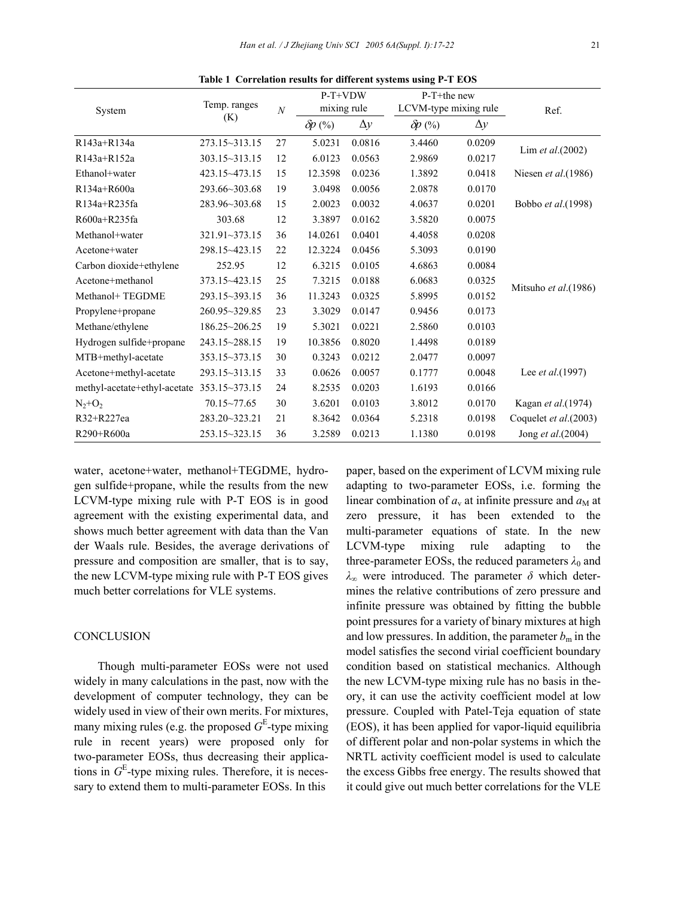**Table 1 Correlation results for different systems using P-T EOS**

| System | Temp. ranges (K) | $N$ | P-T+VDW mixing rule | | P-T+the new LCVM-type mixing rule | | Ref. |
|---|---|---|---|---|---|---|---|
| | | | $\delta p$ (%) | $\Delta y$ | $\delta p$ (%) | $\Delta y$ | |
| R143a+R134a | 273.15~313.15 | 27 | 5.0231 | 0.0816 | 3.4460 | 0.0209 | Lim *et al*.(2002) |
| R143a+R152a | 303.15~313.15 | 12 | 6.0123 | 0.0563 | 2.9869 | 0.0217 | |
| Ethanol+water | 423.15~473.15 | 15 | 12.3598 | 0.0236 | 1.3892 | 0.0418 | Niesen *et al*.(1986) |
| R134a+R600a | 293.66~303.68 | 19 | 3.0498 | 0.0056 | 2.0878 | 0.0170 | Bobbo *et al*.(1998) |
| R134a+R235fa | 283.96~303.68 | 15 | 2.0023 | 0.0032 | 4.0637 | 0.0201 | |
| R600a+R235fa | 303.68 | 12 | 3.3897 | 0.0162 | 3.5820 | 0.0075 | |
| Methanol+water | 321.91~373.15 | 36 | 14.0261 | 0.0401 | 4.4058 | 0.0208 | Mitsuho *et al*.(1986) |
| Acetone+water | 298.15~423.15 | 22 | 12.3224 | 0.0456 | 5.3093 | 0.0190 | |
| Carbon dioxide+ethylene | 252.95 | 12 | 6.3215 | 0.0105 | 4.6863 | 0.0084 | |
| Acetone+methanol | 373.15~423.15 | 25 | 7.3215 | 0.0188 | 6.0683 | 0.0325 | |
| Methanol+ TEGDME | 293.15~393.15 | 36 | 11.3243 | 0.0325 | 5.8995 | 0.0152 | |
| Propylene+propane | 260.95~329.85 | 23 | 3.3029 | 0.0147 | 0.9456 | 0.0173 | |
| Methane/ethylene | 186.25~206.25 | 19 | 5.3021 | 0.0221 | 2.5860 | 0.0103 | |
| Hydrogen sulfide+propane | 243.15~288.15 | 19 | 10.3856 | 0.8020 | 1.4498 | 0.0189 | |
| MTB+methyl-acetate | 353.15~373.15 | 30 | 0.3243 | 0.0212 | 2.0477 | 0.0097 | Lee *et al*.(1997) |
| Acetone+methyl-acetate | 293.15~313.15 | 33 | 0.0626 | 0.0057 | 0.1777 | 0.0048 | |
| methyl-acetate+ethyl-acetate | 353.15~373.15 | 24 | 8.2535 | 0.0203 | 1.6193 | 0.0166 | |
| $N_2$+$O_2$ | 70.15~77.65 | 30 | 3.6201 | 0.0103 | 3.8012 | 0.0170 | Kagan *et al*.(1974) |
| R32+R227ea | 283.20~323.21 | 21 | 8.3642 | 0.0364 | 5.2318 | 0.0198 | Coquelet *et al*.(2003) |
| R290+R600a | 253.15~323.15 | 36 | 3.2589 | 0.0213 | 1.1380 | 0.0198 | Jong *et al*.(2004) |

water, acetone+water, methanol+TEGDME, hydrogen sulfide+propane, while the results from the new LCVM-type mixing rule with P-T EOS is in good agreement with the existing experimental data, and shows much better agreement with data than the Van der Waals rule. Besides, the average derivations of pressure and composition are smaller, that is to say, the new LCVM-type mixing rule with P-T EOS gives much better correlations for VLE systems.

## CONCLUSION

Though multi-parameter EOSs were not used widely in many calculations in the past, now with the development of computer technology, they can be widely used in view of their own merits. For mixtures, many mixing rules (e.g. the proposed $G^E$-type mixing rule in recent years) were proposed only for two-parameter EOSs, thus decreasing their applications in $G^E$-type mixing rules. Therefore, it is necessary to extend them to multi-parameter EOSs. In this paper, based on the experiment of LCVM mixing rule adapting to two-parameter EOSs, i.e. forming the linear combination of $a_v$ at infinite pressure and $a_M$ at zero pressure, it has been extended to the multi-parameter equations of state. In the new LCVM-type mixing rule adapting to the three-parameter EOSs, the reduced parameters $\lambda_0$ and $\lambda_\infty$ were introduced. The parameter $\delta$ which determines the relative contributions of zero pressure and infinite pressure was obtained by fitting the bubble point pressures for a variety of binary mixtures at high and low pressures. In addition, the parameter $b_m$ in the model satisfies the second virial coefficient boundary condition based on statistical mechanics. Although the new LCVM-type mixing rule has no basis in theory, it can use the activity coefficient model at low pressure. Coupled with Patel-Teja equation of state (EOS), it has been applied for vapor-liquid equilibria of different polar and non-polar systems in which the NRTL activity coefficient model is used to calculate the excess Gibbs free energy. The results showed that it could give out much better correlations for the VLE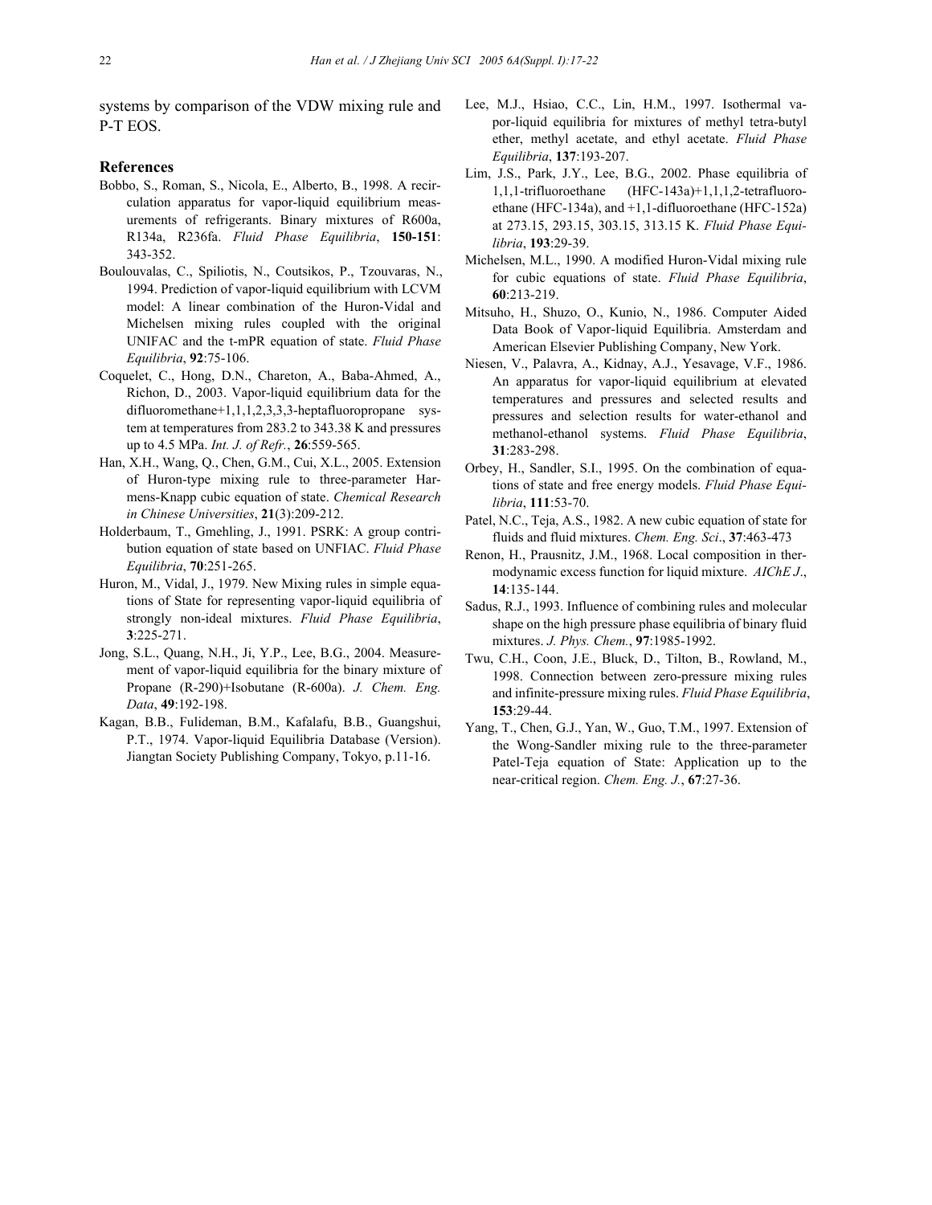systems by comparison of the VDW mixing rule and P-T EOS.

## References

Bobbo, S., Roman, S., Nicola, E., Alberto, B., 1998. A recirculation apparatus for vapor-liquid equilibrium measurements of refrigerants. Binary mixtures of R600a, R134a, R236fa. *Fluid Phase Equilibria*, **150-151**: 343-352.

Boulouvalas, C., Spiliotis, N., Coutsikos, P., Tzouvaras, N., 1994. Prediction of vapor-liquid equilibrium with LCVM model: A linear combination of the Huron-Vidal and Michelsen mixing rules coupled with the original UNIFAC and the t-mPR equation of state. *Fluid Phase Equilibria*, **92**:75-106.

Coquelet, C., Hong, D.N., Chareton, A., Baba-Ahmed, A., Richon, D., 2003. Vapor-liquid equilibrium data for the difluoromethane+1,1,1,2,3,3,3-heptafluoropropane system at temperatures from 283.2 to 343.38 K and pressures up to 4.5 MPa. *Int. J. of Refr.*, **26**:559-565.

Han, X.H., Wang, Q., Chen, G.M., Cui, X.L., 2005. Extension of Huron-type mixing rule to three-parameter Harmens-Knapp cubic equation of state. *Chemical Research in Chinese Universities*, **21**(3):209-212.

Holderbaum, T., Gmehling, J., 1991. PSRK: A group contribution equation of state based on UNFIAC. *Fluid Phase Equilibria*, **70**:251-265.

Huron, M., Vidal, J., 1979. New Mixing rules in simple equations of State for representing vapor-liquid equilibria of strongly non-ideal mixtures. *Fluid Phase Equilibria*, **3**:225-271.

Jong, S.L., Quang, N.H., Ji, Y.P., Lee, B.G., 2004. Measurement of vapor-liquid equilibria for the binary mixture of Propane (R-290)+Isobutane (R-600a). *J. Chem. Eng. Data*, **49**:192-198.

Kagan, B.B., Fulideman, B.M., Kafalafu, B.B., Guangshui, P.T., 1974. Vapor-liquid Equilibria Database (Version). Jiangtan Society Publishing Company, Tokyo, p.11-16.

Lee, M.J., Hsiao, C.C., Lin, H.M., 1997. Isothermal vapor-liquid equilibria for mixtures of methyl tetra-butyl ether, methyl acetate, and ethyl acetate. *Fluid Phase Equilibria*, **137**:193-207.

Lim, J.S., Park, J.Y., Lee, B.G., 2002. Phase equilibria of 1,1,1-trifluoroethane (HFC-143a)+1,1,1,2-tetrafluoroethane (HFC-134a), and +1,1-difluoroethane (HFC-152a) at 273.15, 293.15, 303.15, 313.15 K. *Fluid Phase Equilibria*, **193**:29-39.

Michelsen, M.L., 1990. A modified Huron-Vidal mixing rule for cubic equations of state. *Fluid Phase Equilibria*, **60**:213-219.

Mitsuho, H., Shuzo, O., Kunio, N., 1986. Computer Aided Data Book of Vapor-liquid Equilibria. Amsterdam and American Elsevier Publishing Company, New York.

Niesen, V., Palavra, A., Kidnay, A.J., Yesavage, V.F., 1986. An apparatus for vapor-liquid equilibrium at elevated temperatures and pressures and selected results and pressures and selection results for water-ethanol and methanol-ethanol systems. *Fluid Phase Equilibria*, **31**:283-298.

Orbey, H., Sandler, S.I., 1995. On the combination of equations of state and free energy models. *Fluid Phase Equilibria*, **111**:53-70.

Patel, N.C., Teja, A.S., 1982. A new cubic equation of state for fluids and fluid mixtures. *Chem. Eng. Sci*., **37**:463-473

Renon, H., Prausnitz, J.M., 1968. Local composition in thermodynamic excess function for liquid mixture. *AIChE J*., **14**:135-144.

Sadus, R.J., 1993. Influence of combining rules and molecular shape on the high pressure phase equilibria of binary fluid mixtures. *J. Phys. Chem.*, **97**:1985-1992.

Twu, C.H., Coon, J.E., Bluck, D., Tilton, B., Rowland, M., 1998. Connection between zero-pressure mixing rules and infinite-pressure mixing rules. *Fluid Phase Equilibria*, **153**:29-44.

Yang, T., Chen, G.J., Yan, W., Guo, T.M., 1997. Extension of the Wong-Sandler mixing rule to the three-parameter Patel-Teja equation of State: Application up to the near-critical region. *Chem. Eng. J.*, **67**:27-36.